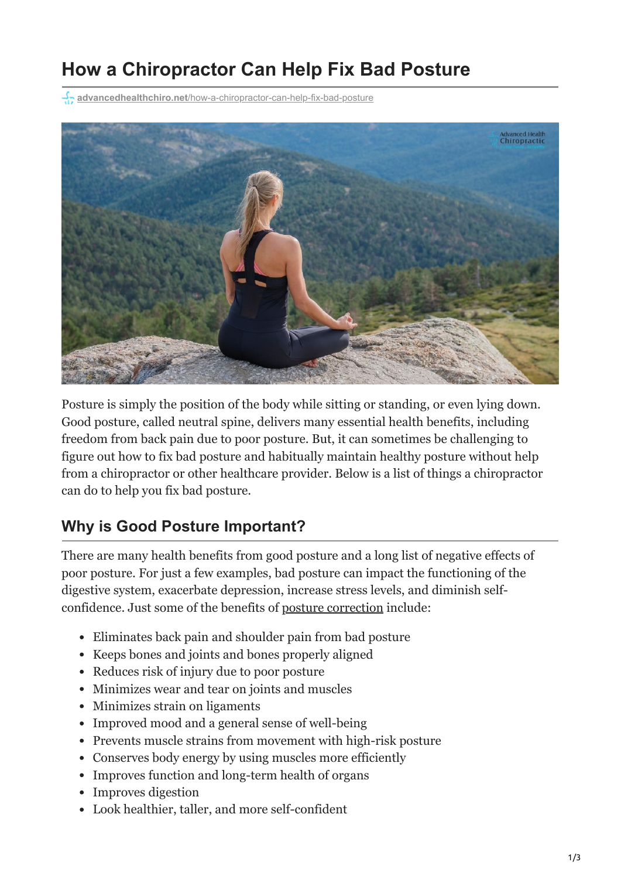# How a Chiropractor Can Help Fix Bad Posture

advancedhealthchiro.net/how-a-chiropractor-can-help-fix-bad-posture

Posture is simply the position of the body while sitting or standing, or even lying down. Good posture, called neutral spine, delivers many essential health benefits, including freedom from back pain due to poor posture. But, it can sometimes be challenging to figure out how to fix bad posture and habitually maintain healthy posture without help from a chiropractor or other healthcare provider. Below is a list of things a chiropractor can do to help you fix bad posture.

## Why is Good Posture Important?

There are many health benefits from good posture and a long list of negative effects of poor posture. For just a few examples, bad posture can impact the functioning of the digestive system, exacerbate depression, increase stress levels, and diminish self-confidence. Just some of the benefits of posture correction include:

- Eliminates back pain and shoulder pain from bad posture
- Keeps bones and joints and bones properly aligned
- Reduces risk of injury due to poor posture
- Minimizes wear and tear on joints and muscles
- Minimizes strain on ligaments
- Improved mood and a general sense of well-being
- Prevents muscle strains from movement with high-risk posture
- Conserves body energy by using muscles more efficiently
- Improves function and long-term health of organs
- Improves digestion
- Look healthier, taller, and more self-confident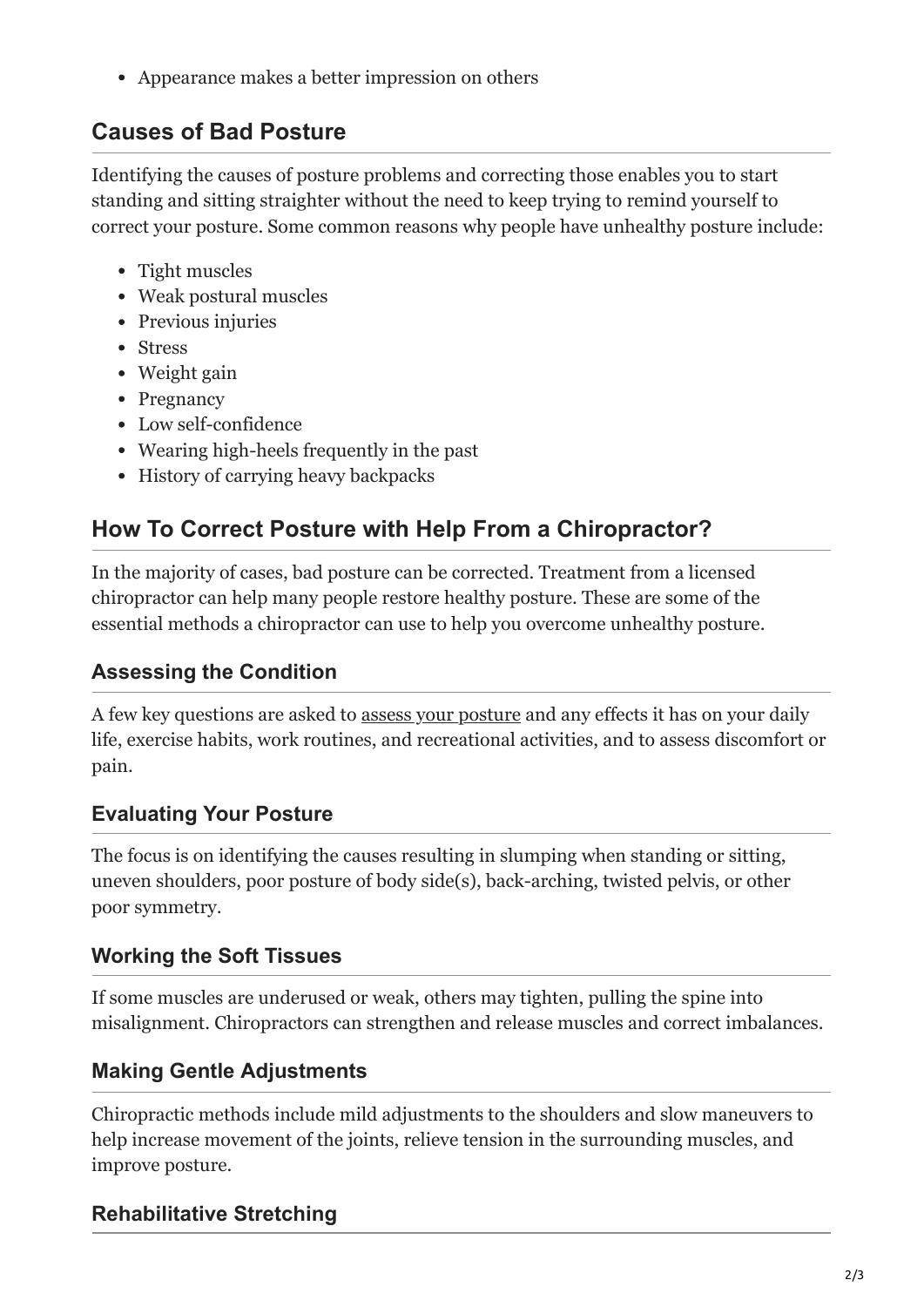- Appearance makes a better impression on others

## Causes of Bad Posture

Identifying the causes of posture problems and correcting those enables you to start standing and sitting straighter without the need to keep trying to remind yourself to correct your posture. Some common reasons why people have unhealthy posture include:

- Tight muscles
- Weak postural muscles
- Previous injuries
- Stress
- Weight gain
- Pregnancy
- Low self-confidence
- Wearing high-heels frequently in the past
- History of carrying heavy backpacks

## How To Correct Posture with Help From a Chiropractor?

In the majority of cases, bad posture can be corrected. Treatment from a licensed chiropractor can help many people restore healthy posture. These are some of the essential methods a chiropractor can use to help you overcome unhealthy posture.

### Assessing the Condition

A few key questions are asked to assess your posture and any effects it has on your daily life, exercise habits, work routines, and recreational activities, and to assess discomfort or pain.

### Evaluating Your Posture

The focus is on identifying the causes resulting in slumping when standing or sitting, uneven shoulders, poor posture of body side(s), back-arching, twisted pelvis, or other poor symmetry.

### Working the Soft Tissues

If some muscles are underused or weak, others may tighten, pulling the spine into misalignment. Chiropractors can strengthen and release muscles and correct imbalances.

### Making Gentle Adjustments

Chiropractic methods include mild adjustments to the shoulders and slow maneuvers to help increase movement of the joints, relieve tension in the surrounding muscles, and improve posture.

### Rehabilitative Stretching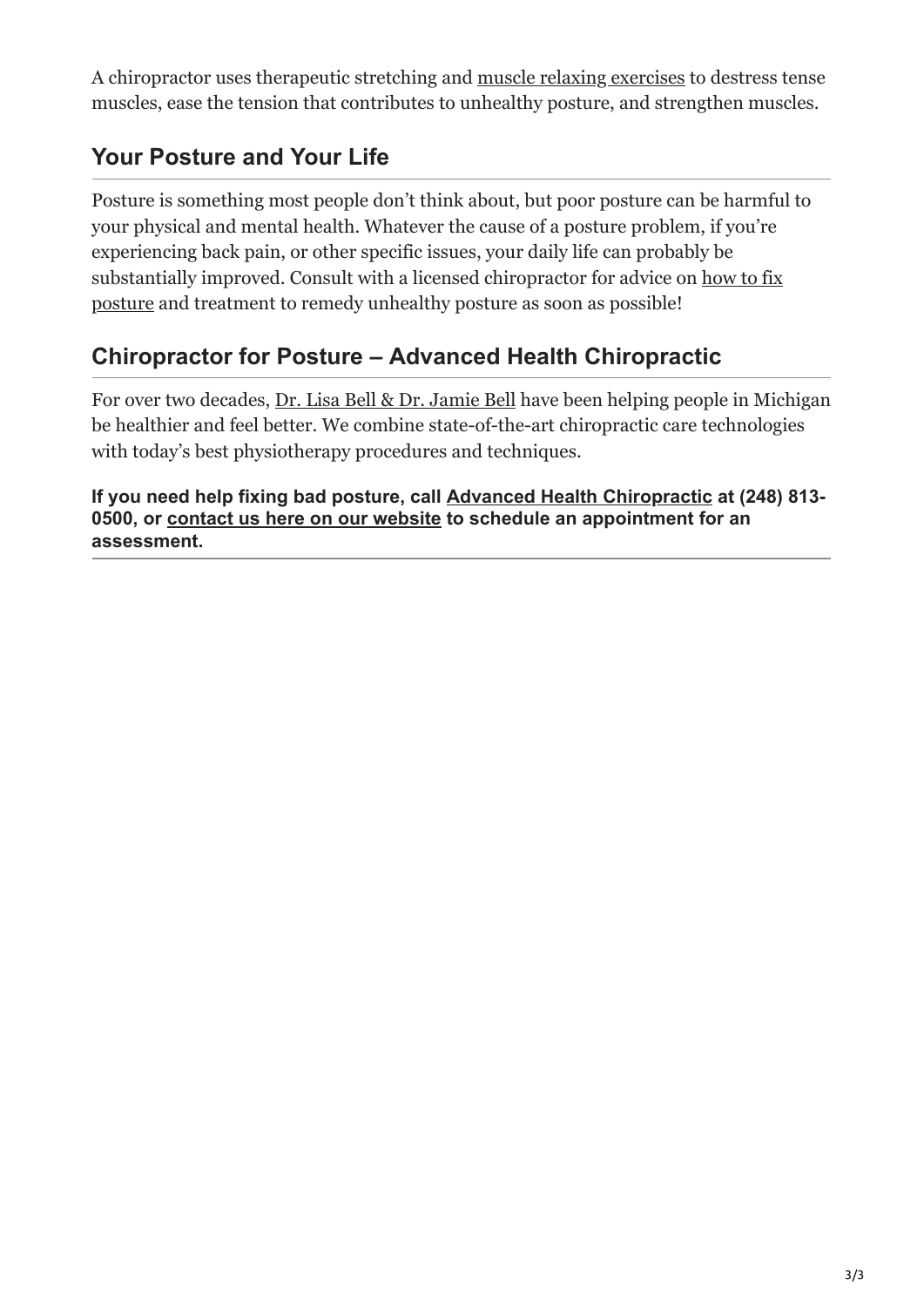A chiropractor uses therapeutic stretching and muscle relaxing exercises to destress tense muscles, ease the tension that contributes to unhealthy posture, and strengthen muscles.

## Your Posture and Your Life

Posture is something most people don't think about, but poor posture can be harmful to your physical and mental health. Whatever the cause of a posture problem, if you're experiencing back pain, or other specific issues, your daily life can probably be substantially improved. Consult with a licensed chiropractor for advice on how to fix posture and treatment to remedy unhealthy posture as soon as possible!

## Chiropractor for Posture – Advanced Health Chiropractic

For over two decades, Dr. Lisa Bell & Dr. Jamie Bell have been helping people in Michigan be healthier and feel better. We combine state-of-the-art chiropractic care technologies with today's best physiotherapy procedures and techniques.

**If you need help fixing bad posture, call Advanced Health Chiropractic at (248) 813-0500, or contact us here on our website to schedule an appointment for an assessment.**